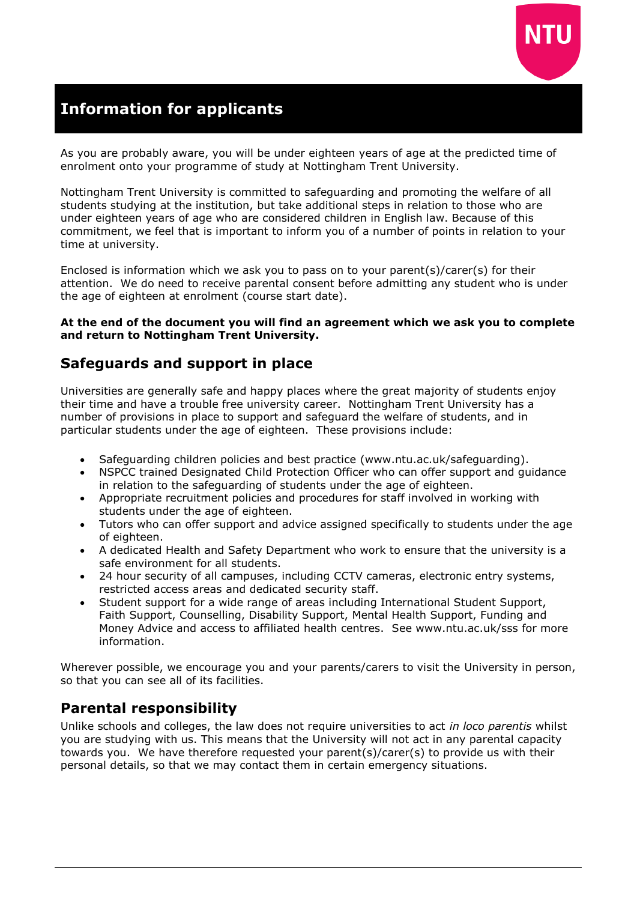# Information for applicants

As you are probably aware, you will be under eighteen years of age at the predicted time of enrolment onto your programme of study at Nottingham Trent University.

Nottingham Trent University is committed to safeguarding and promoting the welfare of all students studying at the institution, but take additional steps in relation to those who are under eighteen years of age who are considered children in English law. Because of this commitment, we feel that is important to inform you of a number of points in relation to your time at university.

Enclosed is information which we ask you to pass on to your parent(s)/carer(s) for their attention. We do need to receive parental consent before admitting any student who is under the age of eighteen at enrolment (course start date).

**At the end of the document you will find an agreement which we ask you to complete and return to Nottingham Trent University.**

## Safeguards and support in place

Universities are generally safe and happy places where the great majority of students enjoy their time and have a trouble free university career. Nottingham Trent University has a number of provisions in place to support and safeguard the welfare of students, and in particular students under the age of eighteen. These provisions include:

- Safeguarding children policies and best practice (www.ntu.ac.uk/safeguarding).
- NSPCC trained Designated Child Protection Officer who can offer support and guidance in relation to the safeguarding of students under the age of eighteen.
- Appropriate recruitment policies and procedures for staff involved in working with students under the age of eighteen.
- Tutors who can offer support and advice assigned specifically to students under the age of eighteen.
- A dedicated Health and Safety Department who work to ensure that the university is a safe environment for all students.
- 24 hour security of all campuses, including CCTV cameras, electronic entry systems, restricted access areas and dedicated security staff.
- Student support for a wide range of areas including International Student Support, Faith Support, Counselling, Disability Support, Mental Health Support, Funding and Money Advice and access to affiliated health centres. See www.ntu.ac.uk/sss for more information.

Wherever possible, we encourage you and your parents/carers to visit the University in person, so that you can see all of its facilities.

## Parental responsibility

Unlike schools and colleges, the law does not require universities to act *in loco parentis* whilst you are studying with us. This means that the University will not act in any parental capacity towards you. We have therefore requested your parent(s)/carer(s) to provide us with their personal details, so that we may contact them in certain emergency situations.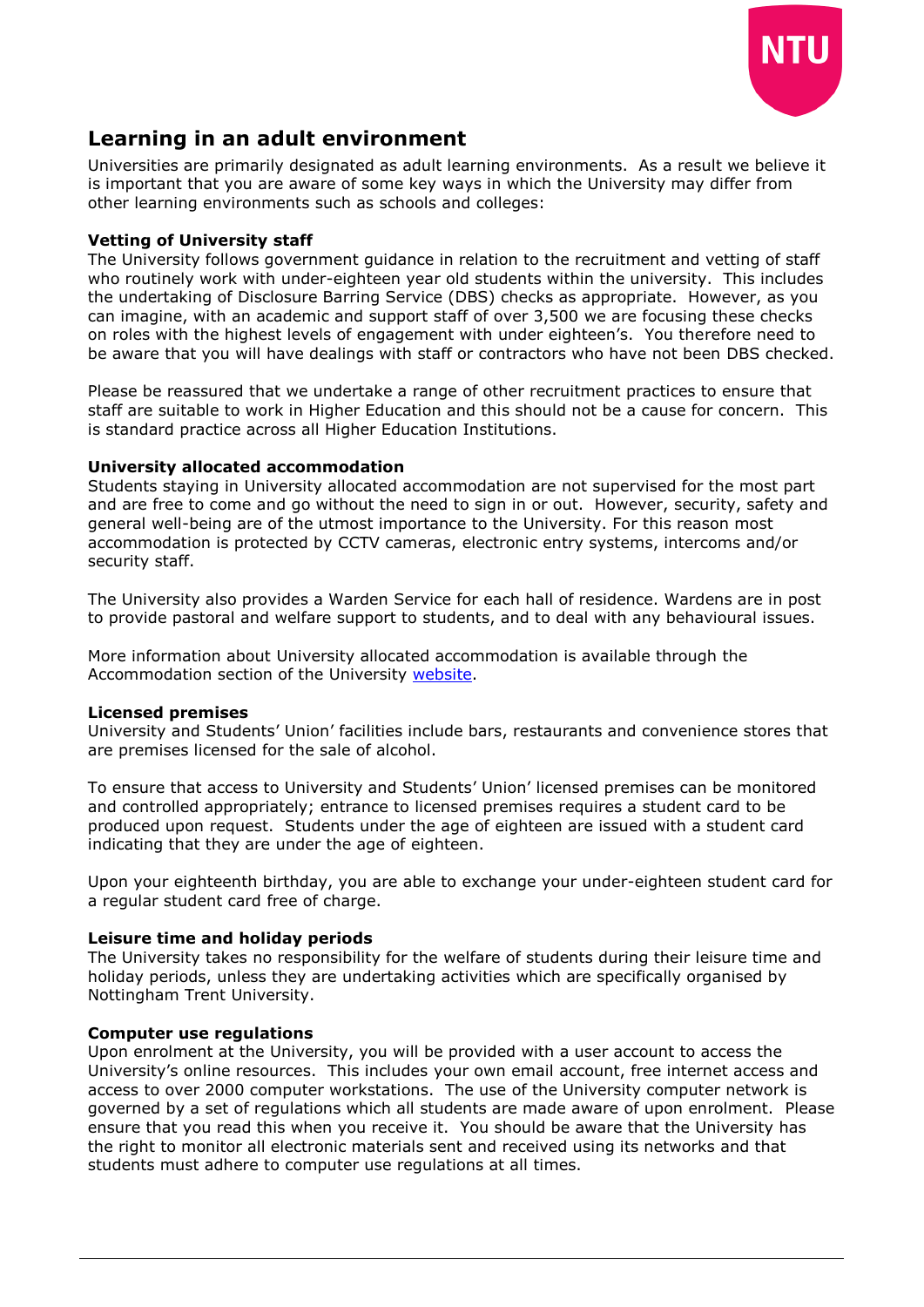## Learning in an adult environment

Universities are primarily designated as adult learning environments. As a result we believe it is important that you are aware of some key ways in which the University may differ from other learning environments such as schools and colleges:

**Vetting of University staff**

The University follows government guidance in relation to the recruitment and vetting of staff who routinely work with under-eighteen year old students within the university. This includes the undertaking of Disclosure Barring Service (DBS) checks as appropriate. However, as you can imagine, with an academic and support staff of over 3,500 we are focusing these checks on roles with the highest levels of engagement with under eighteen's. You therefore need to be aware that you will have dealings with staff or contractors who have not been DBS checked.

Please be reassured that we undertake a range of other recruitment practices to ensure that staff are suitable to work in Higher Education and this should not be a cause for concern. This is standard practice across all Higher Education Institutions.

**University allocated accommodation**

Students staying in University allocated accommodation are not supervised for the most part and are free to come and go without the need to sign in or out. However, security, safety and general well-being are of the utmost importance to the University. For this reason most accommodation is protected by CCTV cameras, electronic entry systems, intercoms and/or security staff.

The University also provides a Warden Service for each hall of residence. Wardens are in post to provide pastoral and welfare support to students, and to deal with any behavioural issues.

More information about University allocated accommodation is available through the Accommodation section of the University website.

**Licensed premises**

University and Students' Union' facilities include bars, restaurants and convenience stores that are premises licensed for the sale of alcohol.

To ensure that access to University and Students' Union' licensed premises can be monitored and controlled appropriately; entrance to licensed premises requires a student card to be produced upon request. Students under the age of eighteen are issued with a student card indicating that they are under the age of eighteen.

Upon your eighteenth birthday, you are able to exchange your under-eighteen student card for a regular student card free of charge.

**Leisure time and holiday periods**

The University takes no responsibility for the welfare of students during their leisure time and holiday periods, unless they are undertaking activities which are specifically organised by Nottingham Trent University.

**Computer use regulations**

Upon enrolment at the University, you will be provided with a user account to access the University's online resources. This includes your own email account, free internet access and access to over 2000 computer workstations. The use of the University computer network is governed by a set of regulations which all students are made aware of upon enrolment. Please ensure that you read this when you receive it. You should be aware that the University has the right to monitor all electronic materials sent and received using its networks and that students must adhere to computer use regulations at all times.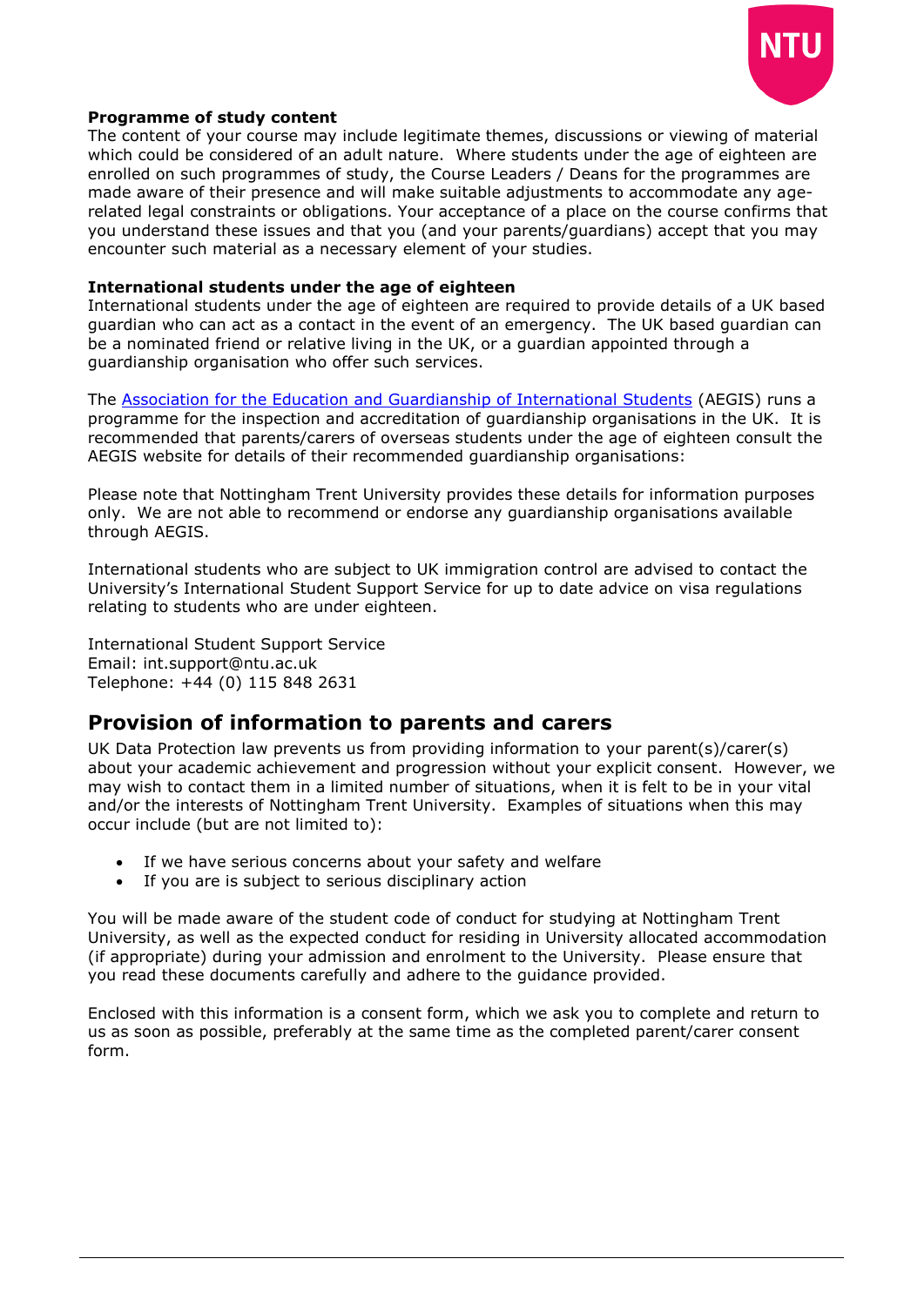**Programme of study content**

The content of your course may include legitimate themes, discussions or viewing of material which could be considered of an adult nature. Where students under the age of eighteen are enrolled on such programmes of study, the Course Leaders / Deans for the programmes are made aware of their presence and will make suitable adjustments to accommodate any age-related legal constraints or obligations. Your acceptance of a place on the course confirms that you understand these issues and that you (and your parents/guardians) accept that you may encounter such material as a necessary element of your studies.

**International students under the age of eighteen**

International students under the age of eighteen are required to provide details of a UK based guardian who can act as a contact in the event of an emergency. The UK based guardian can be a nominated friend or relative living in the UK, or a guardian appointed through a guardianship organisation who offer such services.

The Association for the Education and Guardianship of International Students (AEGIS) runs a programme for the inspection and accreditation of guardianship organisations in the UK. It is recommended that parents/carers of overseas students under the age of eighteen consult the AEGIS website for details of their recommended guardianship organisations:

Please note that Nottingham Trent University provides these details for information purposes only. We are not able to recommend or endorse any guardianship organisations available through AEGIS.

International students who are subject to UK immigration control are advised to contact the University's International Student Support Service for up to date advice on visa regulations relating to students who are under eighteen.

International Student Support Service
Email: int.support@ntu.ac.uk
Telephone: +44 (0) 115 848 2631

## Provision of information to parents and carers

UK Data Protection law prevents us from providing information to your parent(s)/carer(s) about your academic achievement and progression without your explicit consent. However, we may wish to contact them in a limited number of situations, when it is felt to be in your vital and/or the interests of Nottingham Trent University. Examples of situations when this may occur include (but are not limited to):

- If we have serious concerns about your safety and welfare
- If you are is subject to serious disciplinary action

You will be made aware of the student code of conduct for studying at Nottingham Trent University, as well as the expected conduct for residing in University allocated accommodation (if appropriate) during your admission and enrolment to the University. Please ensure that you read these documents carefully and adhere to the guidance provided.

Enclosed with this information is a consent form, which we ask you to complete and return to us as soon as possible, preferably at the same time as the completed parent/carer consent form.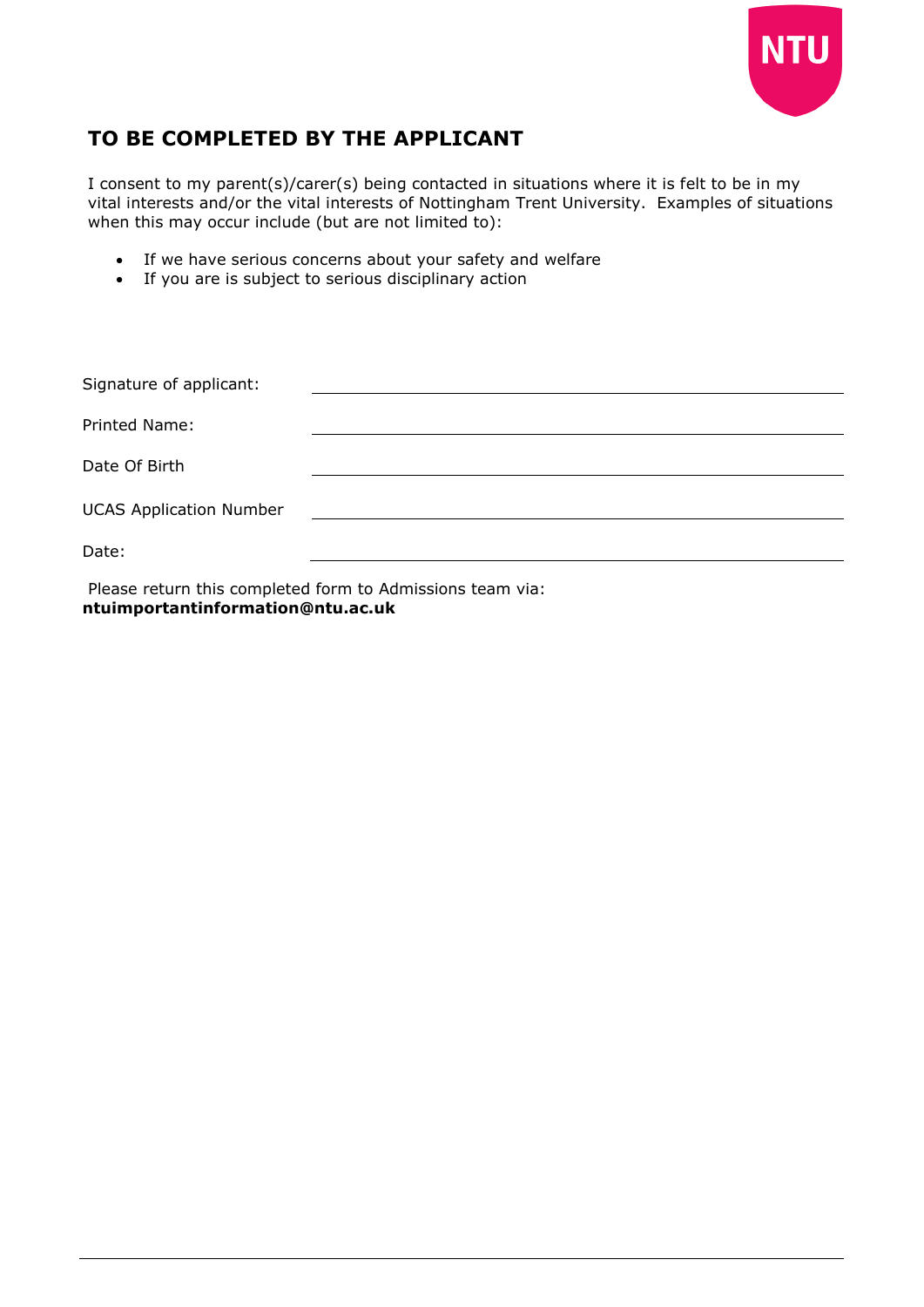## TO BE COMPLETED BY THE APPLICANT

I consent to my parent(s)/carer(s) being contacted in situations where it is felt to be in my vital interests and/or the vital interests of Nottingham Trent University. Examples of situations when this may occur include (but are not limited to):

- If we have serious concerns about your safety and welfare
- If you are is subject to serious disciplinary action

Signature of applicant: ______________________________

Printed Name: ______________________________

Date Of Birth ______________________________

UCAS Application Number ______________________________

Date: ______________________________

Please return this completed form to Admissions team via:
**ntuimportantinformation@ntu.ac.uk**